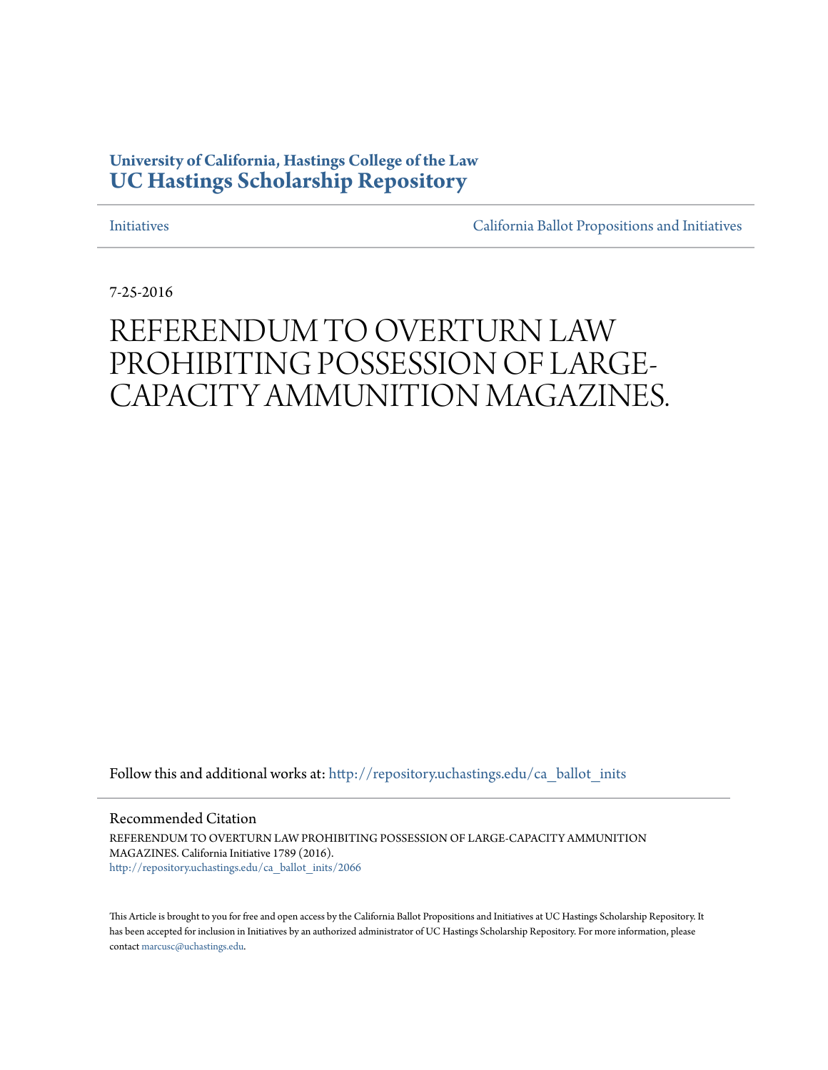**University of California, Hastings College of the Law**
**UC Hastings Scholarship Repository**

Initiatives | California Ballot Propositions and Initiatives

7-25-2016

# REFERENDUM TO OVERTURN LAW PROHIBITING POSSESSION OF LARGE-CAPACITY AMMUNITION MAGAZINES.

Follow this and additional works at: http://repository.uchastings.edu/ca_ballot_inits

Recommended Citation

REFERENDUM TO OVERTURN LAW PROHIBITING POSSESSION OF LARGE-CAPACITY AMMUNITION MAGAZINES. California Initiative 1789 (2016).
http://repository.uchastings.edu/ca_ballot_inits/2066

This Article is brought to you for free and open access by the California Ballot Propositions and Initiatives at UC Hastings Scholarship Repository. It has been accepted for inclusion in Initiatives by an authorized administrator of UC Hastings Scholarship Repository. For more information, please contact marcusc@uchastings.edu.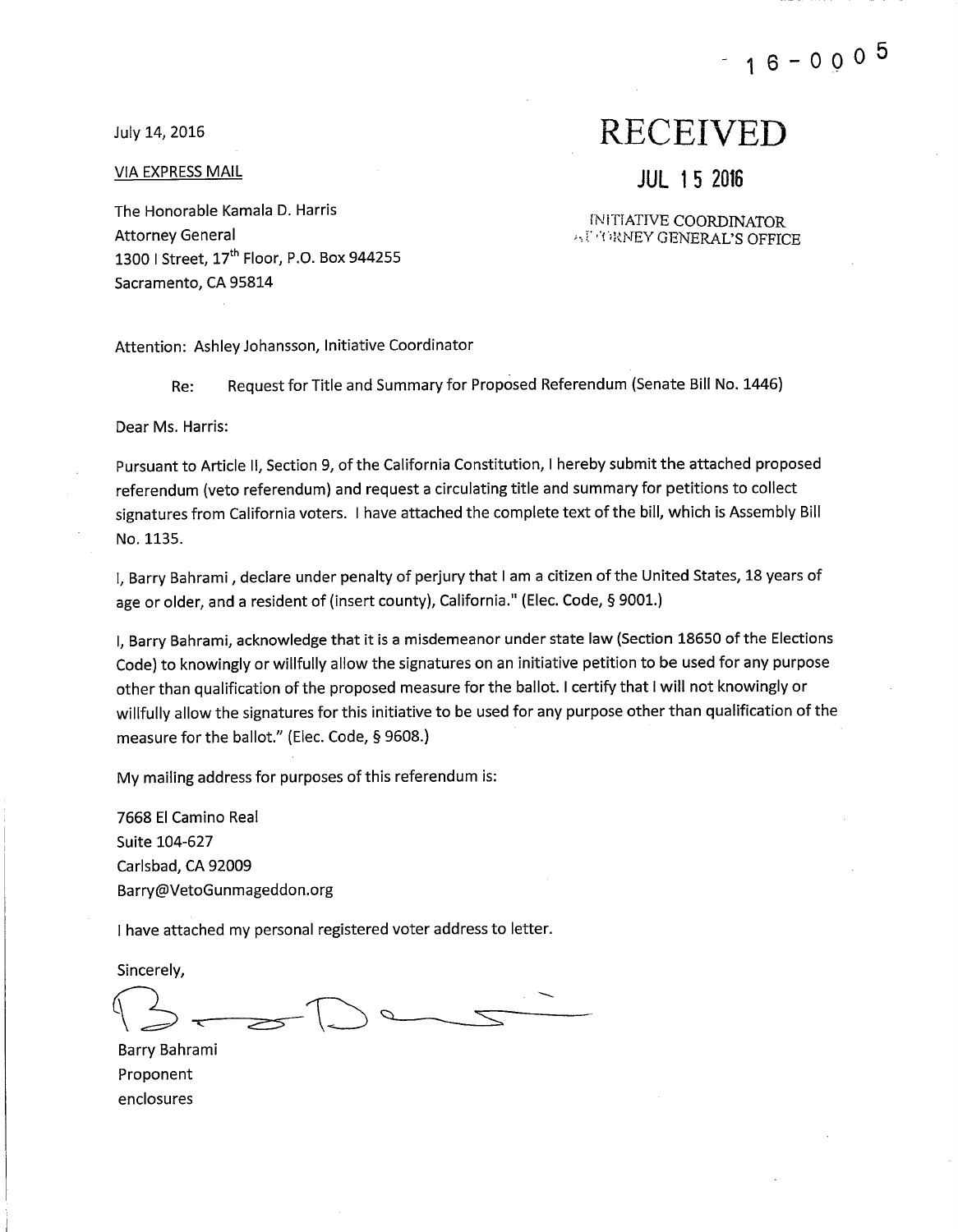16-0005

July 14, 2016

VIA EXPRESS MAIL

The Honorable Kamala D. Harris
Attorney General
1300 I Street, 17th Floor, P.O. Box 944255
Sacramento, CA 95814

RECEIVED

JUL 15 2016

INITIATIVE COORDINATOR
ATTORNEY GENERAL'S OFFICE

Attention: Ashley Johansson, Initiative Coordinator

Re: Request for Title and Summary for Proposed Referendum (Senate Bill No. 1446)

Dear Ms. Harris:

Pursuant to Article II, Section 9, of the California Constitution, I hereby submit the attached proposed referendum (veto referendum) and request a circulating title and summary for petitions to collect signatures from California voters. I have attached the complete text of the bill, which is Assembly Bill No. 1135.

I, Barry Bahrami , declare under penalty of perjury that I am a citizen of the United States, 18 years of age or older, and a resident of (insert county), California." (Elec. Code, § 9001.)

I, Barry Bahrami, acknowledge that it is a misdemeanor under state law (Section 18650 of the Elections Code) to knowingly or willfully allow the signatures on an initiative petition to be used for any purpose other than qualification of the proposed measure for the ballot. I certify that I will not knowingly or willfully allow the signatures for this initiative to be used for any purpose other than qualification of the measure for the ballot." (Elec. Code, § 9608.)

My mailing address for purposes of this referendum is:

7668 El Camino Real
Suite 104-627
Carlsbad, CA 92009
Barry@VetoGunmageddon.org

I have attached my personal registered voter address to letter.

Sincerely,

Barry Bahrami
Proponent
enclosures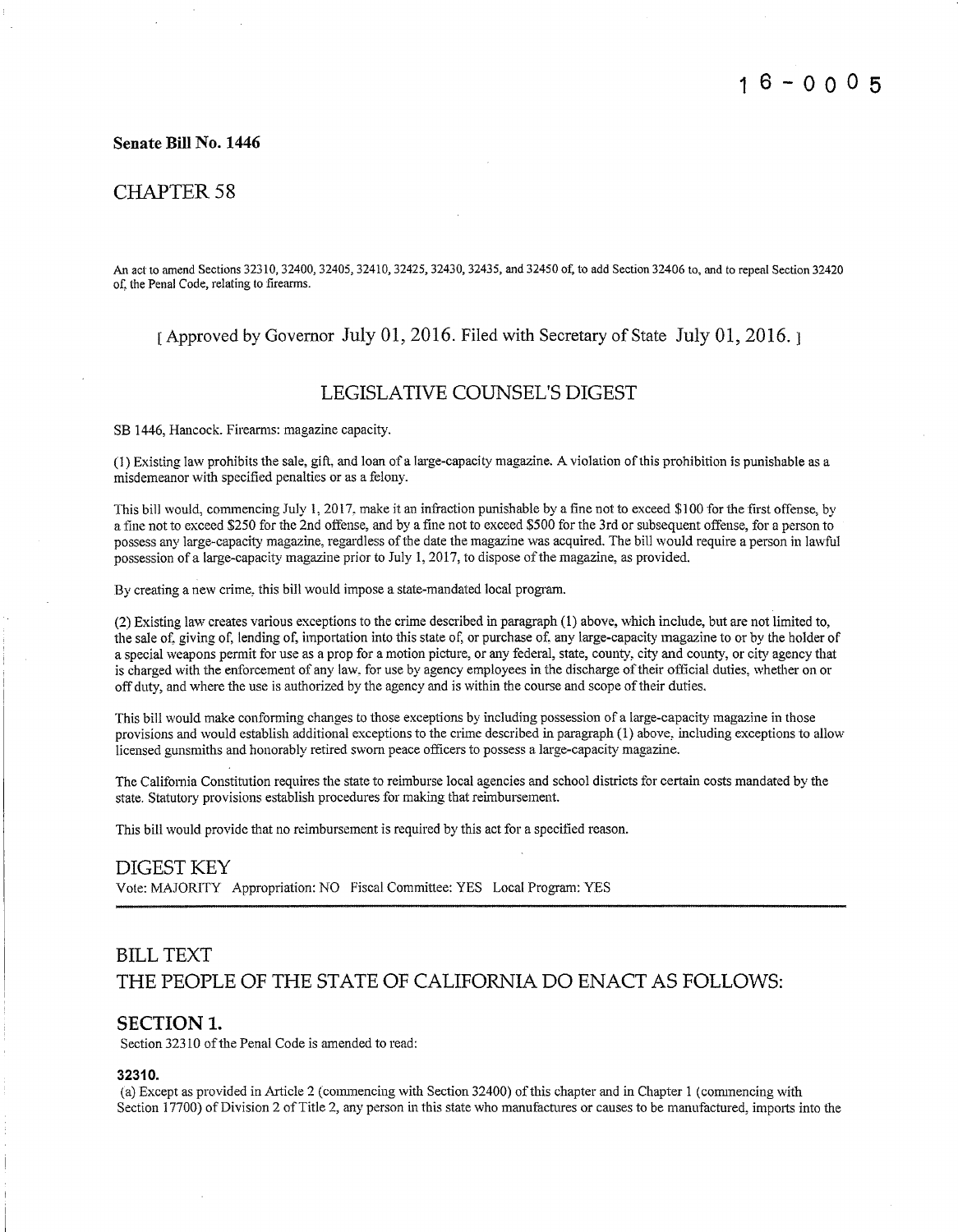16-0005

**Senate Bill No. 1446**

## CHAPTER 58

An act to amend Sections 32310, 32400, 32405, 32410, 32425, 32430, 32435, and 32450 of, to add Section 32406 to, and to repeal Section 32420 of, the Penal Code, relating to firearms.

[ Approved by Governor July 01, 2016. Filed with Secretary of State July 01, 2016. ]

## LEGISLATIVE COUNSEL'S DIGEST

SB 1446, Hancock. Firearms: magazine capacity.

(1) Existing law prohibits the sale, gift, and loan of a large-capacity magazine. A violation of this prohibition is punishable as a misdemeanor with specified penalties or as a felony.

This bill would, commencing July 1, 2017, make it an infraction punishable by a fine not to exceed $100 for the first offense, by a fine not to exceed $250 for the 2nd offense, and by a fine not to exceed $500 for the 3rd or subsequent offense, for a person to possess any large-capacity magazine, regardless of the date the magazine was acquired. The bill would require a person in lawful possession of a large-capacity magazine prior to July 1, 2017, to dispose of the magazine, as provided.

By creating a new crime, this bill would impose a state-mandated local program.

(2) Existing law creates various exceptions to the crime described in paragraph (1) above, which include, but are not limited to, the sale of, giving of, lending of, importation into this state of, or purchase of, any large-capacity magazine to or by the holder of a special weapons permit for use as a prop for a motion picture, or any federal, state, county, city and county, or city agency that is charged with the enforcement of any law, for use by agency employees in the discharge of their official duties, whether on or off duty, and where the use is authorized by the agency and is within the course and scope of their duties.

This bill would make conforming changes to those exceptions by including possession of a large-capacity magazine in those provisions and would establish additional exceptions to the crime described in paragraph (1) above, including exceptions to allow licensed gunsmiths and honorably retired sworn peace officers to possess a large-capacity magazine.

The California Constitution requires the state to reimburse local agencies and school districts for certain costs mandated by the state. Statutory provisions establish procedures for making that reimbursement.

This bill would provide that no reimbursement is required by this act for a specified reason.

## DIGEST KEY

Vote: MAJORITY Appropriation: NO Fiscal Committee: YES Local Program: YES

## BILL TEXT

## THE PEOPLE OF THE STATE OF CALIFORNIA DO ENACT AS FOLLOWS:

### SECTION 1.

Section 32310 of the Penal Code is amended to read:

#### 32310.

(a) Except as provided in Article 2 (commencing with Section 32400) of this chapter and in Chapter 1 (commencing with Section 17700) of Division 2 of Title 2, any person in this state who manufactures or causes to be manufactured, imports into the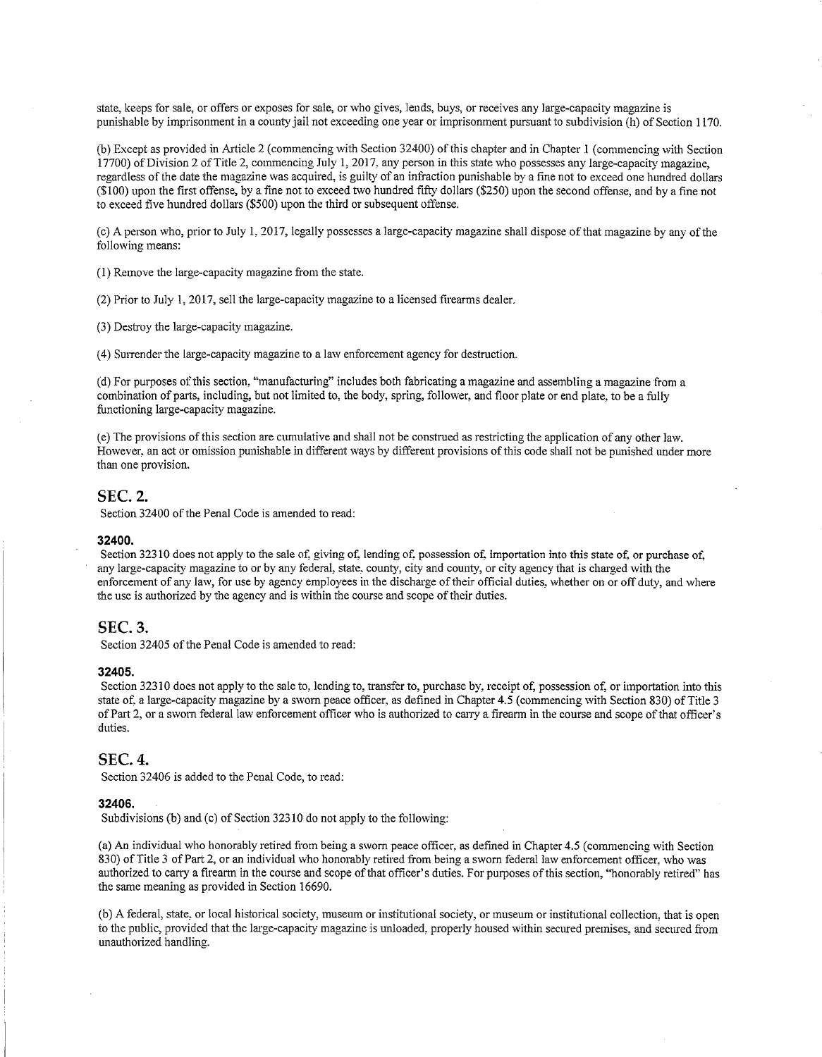state, keeps for sale, or offers or exposes for sale, or who gives, lends, buys, or receives any large-capacity magazine is punishable by imprisonment in a county jail not exceeding one year or imprisonment pursuant to subdivision (h) of Section 1170.

(b) Except as provided in Article 2 (commencing with Section 32400) of this chapter and in Chapter 1 (commencing with Section 17700) of Division 2 of Title 2, commencing July 1, 2017, any person in this state who possesses any large-capacity magazine, regardless of the date the magazine was acquired, is guilty of an infraction punishable by a fine not to exceed one hundred dollars ($100) upon the first offense, by a fine not to exceed two hundred fifty dollars ($250) upon the second offense, and by a fine not to exceed five hundred dollars ($500) upon the third or subsequent offense.

(c) A person who, prior to July 1, 2017, legally possesses a large-capacity magazine shall dispose of that magazine by any of the following means:

(1) Remove the large-capacity magazine from the state.

(2) Prior to July 1, 2017, sell the large-capacity magazine to a licensed firearms dealer.

(3) Destroy the large-capacity magazine.

(4) Surrender the large-capacity magazine to a law enforcement agency for destruction.

(d) For purposes of this section, "manufacturing" includes both fabricating a magazine and assembling a magazine from a combination of parts, including, but not limited to, the body, spring, follower, and floor plate or end plate, to be a fully functioning large-capacity magazine.

(e) The provisions of this section are cumulative and shall not be construed as restricting the application of any other law. However, an act or omission punishable in different ways by different provisions of this code shall not be punished under more than one provision.

## SEC. 2.

Section 32400 of the Penal Code is amended to read:

### 32400.

Section 32310 does not apply to the sale of, giving of, lending of, possession of, importation into this state of, or purchase of, any large-capacity magazine to or by any federal, state, county, city and county, or city agency that is charged with the enforcement of any law, for use by agency employees in the discharge of their official duties, whether on or off duty, and where the use is authorized by the agency and is within the course and scope of their duties.

## SEC. 3.

Section 32405 of the Penal Code is amended to read:

### 32405.

Section 32310 does not apply to the sale to, lending to, transfer to, purchase by, receipt of, possession of, or importation into this state of, a large-capacity magazine by a sworn peace officer, as defined in Chapter 4.5 (commencing with Section 830) of Title 3 of Part 2, or a sworn federal law enforcement officer who is authorized to carry a firearm in the course and scope of that officer's duties.

## SEC. 4.

Section 32406 is added to the Penal Code, to read:

### 32406.

Subdivisions (b) and (c) of Section 32310 do not apply to the following:

(a) An individual who honorably retired from being a sworn peace officer, as defined in Chapter 4.5 (commencing with Section 830) of Title 3 of Part 2, or an individual who honorably retired from being a sworn federal law enforcement officer, who was authorized to carry a firearm in the course and scope of that officer's duties. For purposes of this section, "honorably retired" has the same meaning as provided in Section 16690.

(b) A federal, state, or local historical society, museum or institutional society, or museum or institutional collection, that is open to the public, provided that the large-capacity magazine is unloaded, properly housed within secured premises, and secured from unauthorized handling.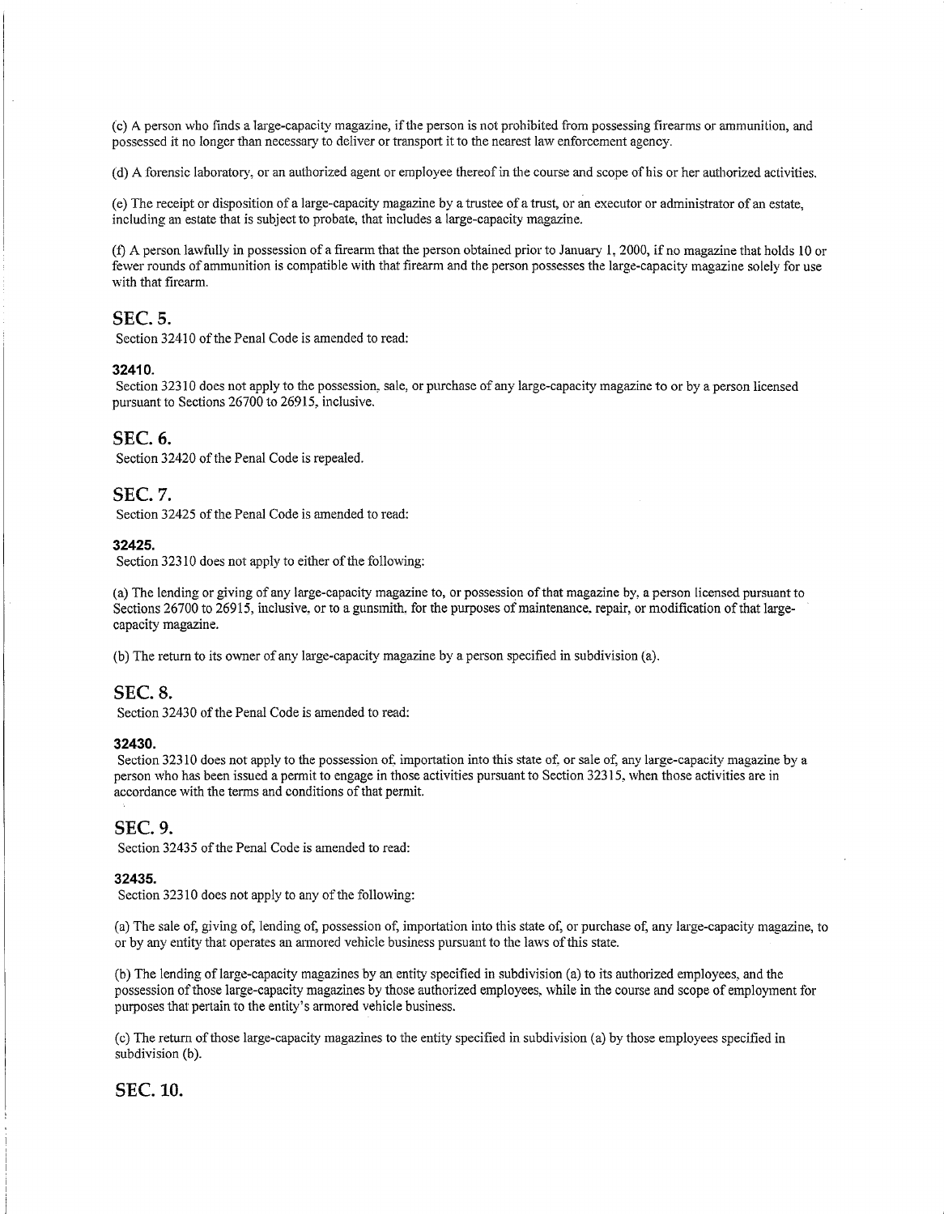(c) A person who finds a large-capacity magazine, if the person is not prohibited from possessing firearms or ammunition, and possessed it no longer than necessary to deliver or transport it to the nearest law enforcement agency.

(d) A forensic laboratory, or an authorized agent or employee thereof in the course and scope of his or her authorized activities.

(e) The receipt or disposition of a large-capacity magazine by a trustee of a trust, or an executor or administrator of an estate, including an estate that is subject to probate, that includes a large-capacity magazine.

(f) A person lawfully in possession of a firearm that the person obtained prior to January 1, 2000, if no magazine that holds 10 or fewer rounds of ammunition is compatible with that firearm and the person possesses the large-capacity magazine solely for use with that firearm.

## SEC. 5.

Section 32410 of the Penal Code is amended to read:

### 32410.

Section 32310 does not apply to the possession, sale, or purchase of any large-capacity magazine to or by a person licensed pursuant to Sections 26700 to 26915, inclusive.

## SEC. 6.

Section 32420 of the Penal Code is repealed.

## SEC. 7.

Section 32425 of the Penal Code is amended to read:

### 32425.

Section 32310 does not apply to either of the following:

(a) The lending or giving of any large-capacity magazine to, or possession of that magazine by, a person licensed pursuant to Sections 26700 to 26915, inclusive, or to a gunsmith, for the purposes of maintenance, repair, or modification of that large-capacity magazine.

(b) The return to its owner of any large-capacity magazine by a person specified in subdivision (a).

## SEC. 8.

Section 32430 of the Penal Code is amended to read:

### 32430.

Section 32310 does not apply to the possession of, importation into this state of, or sale of, any large-capacity magazine by a person who has been issued a permit to engage in those activities pursuant to Section 32315, when those activities are in accordance with the terms and conditions of that permit.

## SEC. 9.

Section 32435 of the Penal Code is amended to read:

### 32435.

Section 32310 does not apply to any of the following:

(a) The sale of, giving of, lending of, possession of, importation into this state of, or purchase of, any large-capacity magazine, to or by any entity that operates an armored vehicle business pursuant to the laws of this state.

(b) The lending of large-capacity magazines by an entity specified in subdivision (a) to its authorized employees, and the possession of those large-capacity magazines by those authorized employees, while in the course and scope of employment for purposes that pertain to the entity's armored vehicle business.

(c) The return of those large-capacity magazines to the entity specified in subdivision (a) by those employees specified in subdivision (b).

## SEC. 10.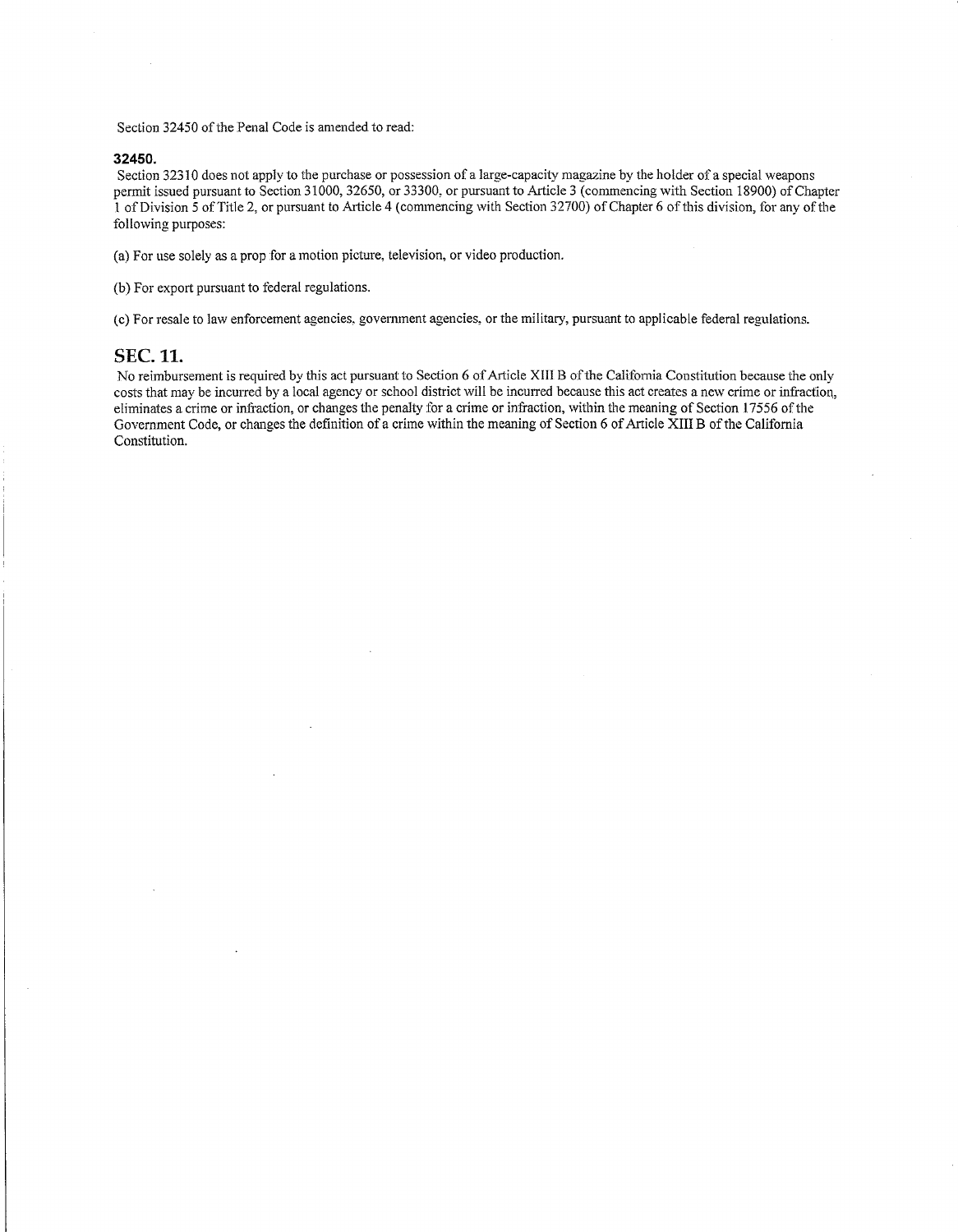Section 32450 of the Penal Code is amended to read:

**32450.**

Section 32310 does not apply to the purchase or possession of a large-capacity magazine by the holder of a special weapons permit issued pursuant to Section 31000, 32650, or 33300, or pursuant to Article 3 (commencing with Section 18900) of Chapter 1 of Division 5 of Title 2, or pursuant to Article 4 (commencing with Section 32700) of Chapter 6 of this division, for any of the following purposes:

(a) For use solely as a prop for a motion picture, television, or video production.

(b) For export pursuant to federal regulations.

(c) For resale to law enforcement agencies, government agencies, or the military, pursuant to applicable federal regulations.

## SEC. 11.

No reimbursement is required by this act pursuant to Section 6 of Article XIII B of the California Constitution because the only costs that may be incurred by a local agency or school district will be incurred because this act creates a new crime or infraction, eliminates a crime or infraction, or changes the penalty for a crime or infraction, within the meaning of Section 17556 of the Government Code, or changes the definition of a crime within the meaning of Section 6 of Article XIII B of the California Constitution.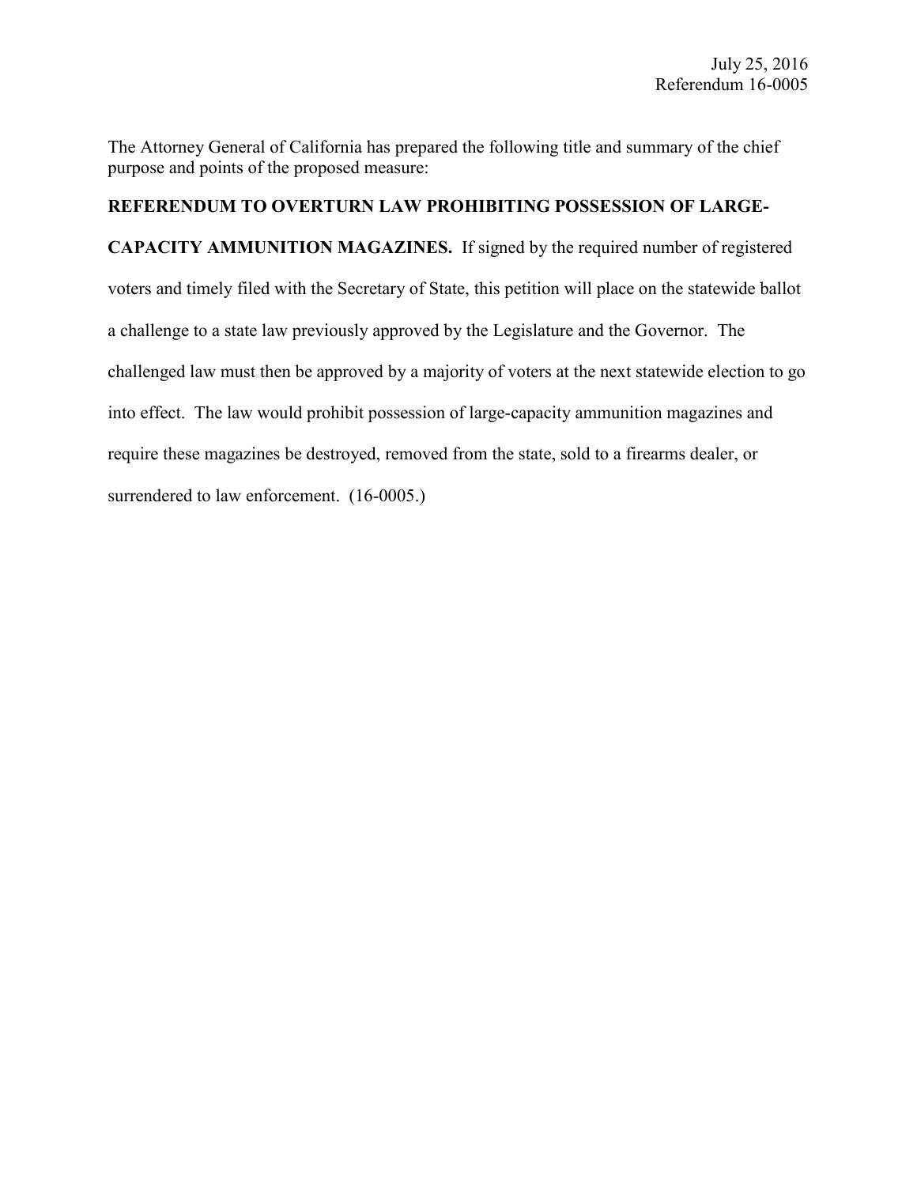July 25, 2016
Referendum 16-0005

The Attorney General of California has prepared the following title and summary of the chief purpose and points of the proposed measure:

**REFERENDUM TO OVERTURN LAW PROHIBITING POSSESSION OF LARGE-CAPACITY AMMUNITION MAGAZINES.** If signed by the required number of registered voters and timely filed with the Secretary of State, this petition will place on the statewide ballot a challenge to a state law previously approved by the Legislature and the Governor. The challenged law must then be approved by a majority of voters at the next statewide election to go into effect. The law would prohibit possession of large-capacity ammunition magazines and require these magazines be destroyed, removed from the state, sold to a firearms dealer, or surrendered to law enforcement. (16-0005.)